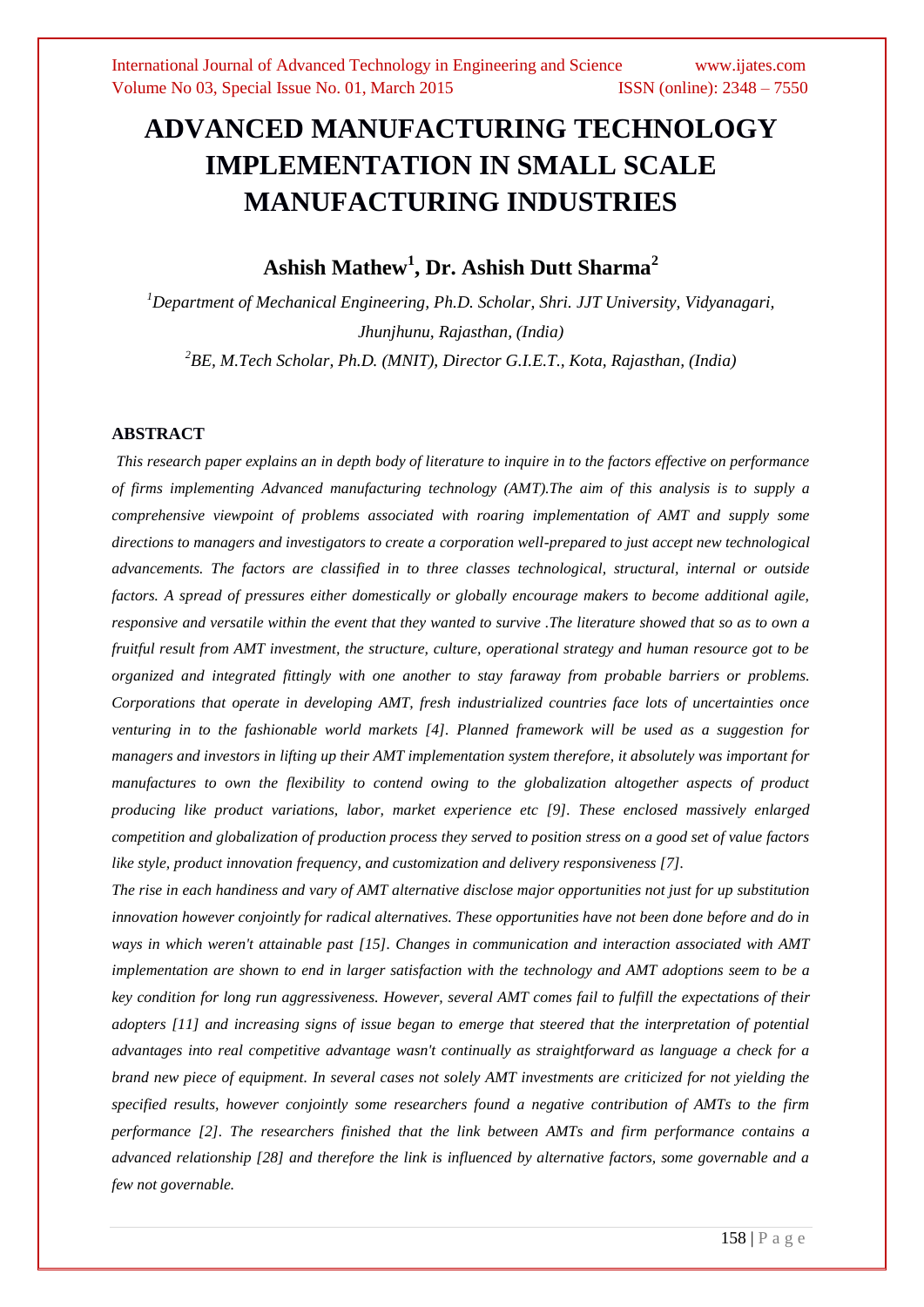# ADVANCED MANUFACTURING TECHNOLOGY IMPLEMENTATION IN SMALL SCALE MANUFACTURING INDUSTRIES

**Ashish Mathew[1], Dr. Ashish Dutt Sharma[2]**

*[1]Department of Mechanical Engineering, Ph.D. Scholar, Shri. JJT University, Vidyanagari, Jhunjhunu, Rajasthan, (India)*

*[2]BE, M.Tech Scholar, Ph.D. (MNIT), Director G.I.E.T., Kota, Rajasthan, (India)*

## ABSTRACT

*This research paper explains an in depth body of literature to inquire in to the factors effective on performance of firms implementing Advanced manufacturing technology (AMT).The aim of this analysis is to supply a comprehensive viewpoint of problems associated with roaring implementation of AMT and supply some directions to managers and investigators to create a corporation well-prepared to just accept new technological advancements. The factors are classified in to three classes technological, structural, internal or outside factors. A spread of pressures either domestically or globally encourage makers to become additional agile, responsive and versatile within the event that they wanted to survive .The literature showed that so as to own a fruitful result from AMT investment, the structure, culture, operational strategy and human resource got to be organized and integrated fittingly with one another to stay faraway from probable barriers or problems. Corporations that operate in developing AMT, fresh industrialized countries face lots of uncertainties once venturing in to the fashionable world markets [4]. Planned framework will be used as a suggestion for managers and investors in lifting up their AMT implementation system therefore, it absolutely was important for manufactures to own the flexibility to contend owing to the globalization altogether aspects of product producing like product variations, labor, market experience etc [9]. These enclosed massively enlarged competition and globalization of production process they served to position stress on a good set of value factors like style, product innovation frequency, and customization and delivery responsiveness [7].*

*The rise in each handiness and vary of AMT alternative disclose major opportunities not just for up substitution innovation however conjointly for radical alternatives. These opportunities have not been done before and do in ways in which weren't attainable past [15]. Changes in communication and interaction associated with AMT implementation are shown to end in larger satisfaction with the technology and AMT adoptions seem to be a key condition for long run aggressiveness. However, several AMT comes fail to fulfill the expectations of their adopters [11] and increasing signs of issue began to emerge that steered that the interpretation of potential advantages into real competitive advantage wasn't continually as straightforward as language a check for a brand new piece of equipment. In several cases not solely AMT investments are criticized for not yielding the specified results, however conjointly some researchers found a negative contribution of AMTs to the firm performance [2]. The researchers finished that the link between AMTs and firm performance contains a advanced relationship [28] and therefore the link is influenced by alternative factors, some governable and a few not governable.*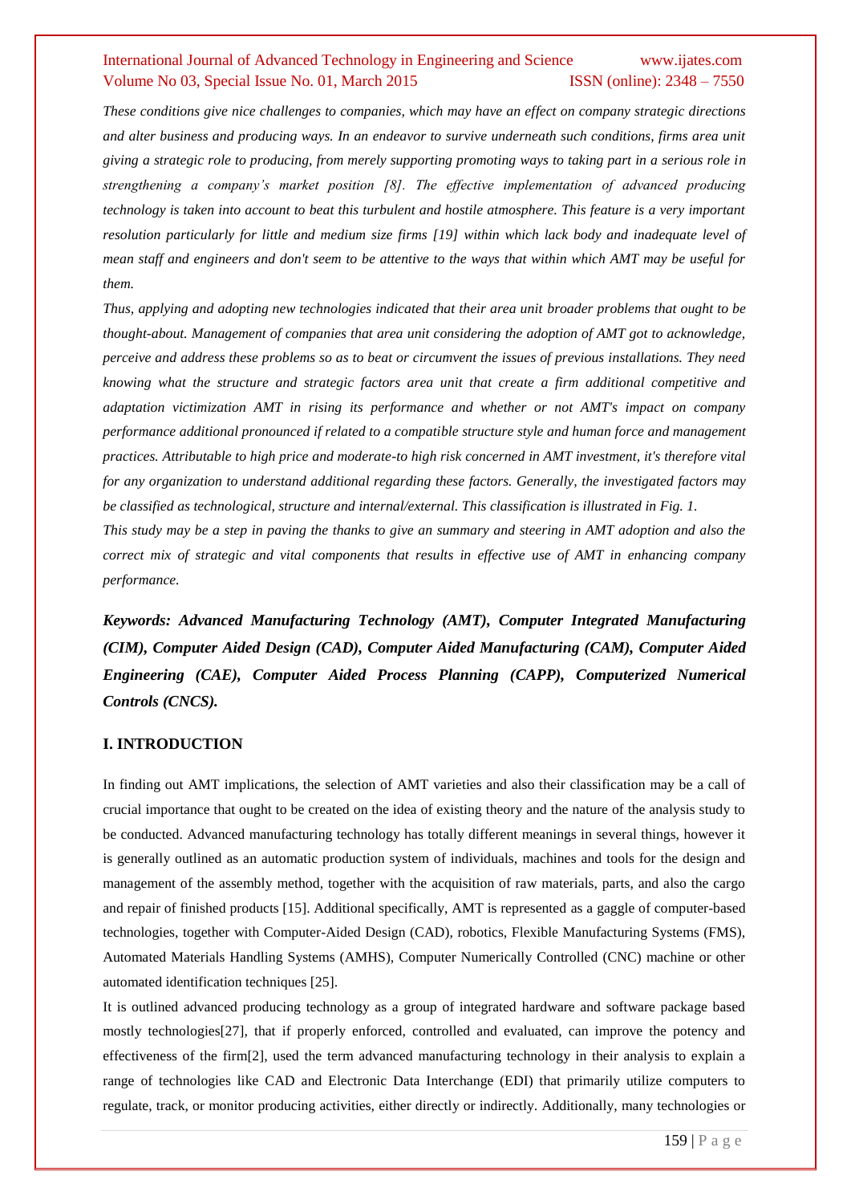*These conditions give nice challenges to companies, which may have an effect on company strategic directions and alter business and producing ways. In an endeavor to survive underneath such conditions, firms area unit giving a strategic role to producing, from merely supporting promoting ways to taking part in a serious role in strengthening a company's market position [8]. The effective implementation of advanced producing technology is taken into account to beat this turbulent and hostile atmosphere. This feature is a very important resolution particularly for little and medium size firms [19] within which lack body and inadequate level of mean staff and engineers and don't seem to be attentive to the ways that within which AMT may be useful for them.*

*Thus, applying and adopting new technologies indicated that their area unit broader problems that ought to be thought-about. Management of companies that area unit considering the adoption of AMT got to acknowledge, perceive and address these problems so as to beat or circumvent the issues of previous installations. They need knowing what the structure and strategic factors area unit that create a firm additional competitive and adaptation victimization AMT in rising its performance and whether or not AMT's impact on company performance additional pronounced if related to a compatible structure style and human force and management practices. Attributable to high price and moderate-to high risk concerned in AMT investment, it's therefore vital for any organization to understand additional regarding these factors. Generally, the investigated factors may be classified as technological, structure and internal/external. This classification is illustrated in Fig. 1.*

*This study may be a step in paving the thanks to give an summary and steering in AMT adoption and also the correct mix of strategic and vital components that results in effective use of AMT in enhancing company performance.*

***Keywords: Advanced Manufacturing Technology (AMT), Computer Integrated Manufacturing (CIM), Computer Aided Design (CAD), Computer Aided Manufacturing (CAM), Computer Aided Engineering (CAE), Computer Aided Process Planning (CAPP), Computerized Numerical Controls (CNCS).***

## I. INTRODUCTION

In finding out AMT implications, the selection of AMT varieties and also their classification may be a call of crucial importance that ought to be created on the idea of existing theory and the nature of the analysis study to be conducted. Advanced manufacturing technology has totally different meanings in several things, however it is generally outlined as an automatic production system of individuals, machines and tools for the design and management of the assembly method, together with the acquisition of raw materials, parts, and also the cargo and repair of finished products [15]. Additional specifically, AMT is represented as a gaggle of computer-based technologies, together with Computer-Aided Design (CAD), robotics, Flexible Manufacturing Systems (FMS), Automated Materials Handling Systems (AMHS), Computer Numerically Controlled (CNC) machine or other automated identification techniques [25].

It is outlined advanced producing technology as a group of integrated hardware and software package based mostly technologies[27], that if properly enforced, controlled and evaluated, can improve the potency and effectiveness of the firm[2], used the term advanced manufacturing technology in their analysis to explain a range of technologies like CAD and Electronic Data Interchange (EDI) that primarily utilize computers to regulate, track, or monitor producing activities, either directly or indirectly. Additionally, many technologies or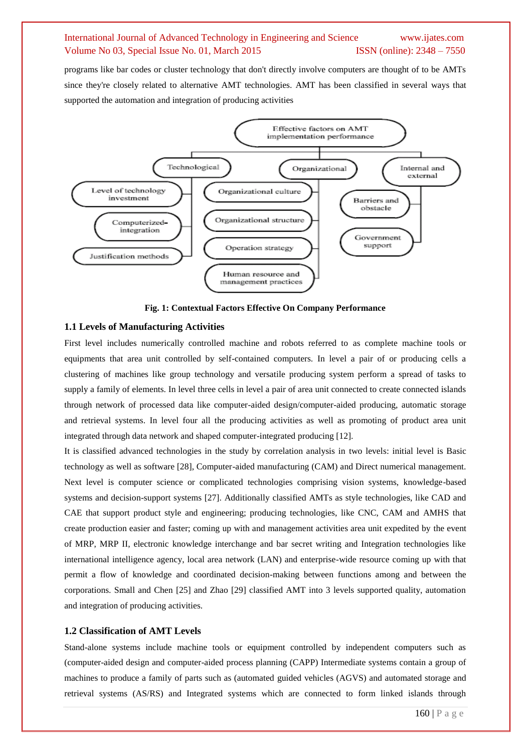programs like bar codes or cluster technology that don't directly involve computers are thought of to be AMTs since they're closely related to alternative AMT technologies. AMT has been classified in several ways that supported the automation and integration of producing activities

**Fig. 1: Contextual Factors Effective On Company Performance**

### 1.1 Levels of Manufacturing Activities

First level includes numerically controlled machine and robots referred to as complete machine tools or equipments that area unit controlled by self-contained computers. In level a pair of or producing cells a clustering of machines like group technology and versatile producing system perform a spread of tasks to supply a family of elements. In level three cells in level a pair of area unit connected to create connected islands through network of processed data like computer-aided design/computer-aided producing, automatic storage and retrieval systems. In level four all the producing activities as well as promoting of product area unit integrated through data network and shaped computer-integrated producing [12].

It is classified advanced technologies in the study by correlation analysis in two levels: initial level is Basic technology as well as software [28], Computer-aided manufacturing (CAM) and Direct numerical management. Next level is computer science or complicated technologies comprising vision systems, knowledge-based systems and decision-support systems [27]. Additionally classified AMTs as style technologies, like CAD and CAE that support product style and engineering; producing technologies, like CNC, CAM and AMHS that create production easier and faster; coming up with and management activities area unit expedited by the event of MRP, MRP II, electronic knowledge interchange and bar secret writing and Integration technologies like international intelligence agency, local area network (LAN) and enterprise-wide resource coming up with that permit a flow of knowledge and coordinated decision-making between functions among and between the corporations. Small and Chen [25] and Zhao [29] classified AMT into 3 levels supported quality, automation and integration of producing activities.

### 1.2 Classification of AMT Levels

Stand-alone systems include machine tools or equipment controlled by independent computers such as (computer-aided design and computer-aided process planning (CAPP) Intermediate systems contain a group of machines to produce a family of parts such as (automated guided vehicles (AGVS) and automated storage and retrieval systems (AS/RS) and Integrated systems which are connected to form linked islands through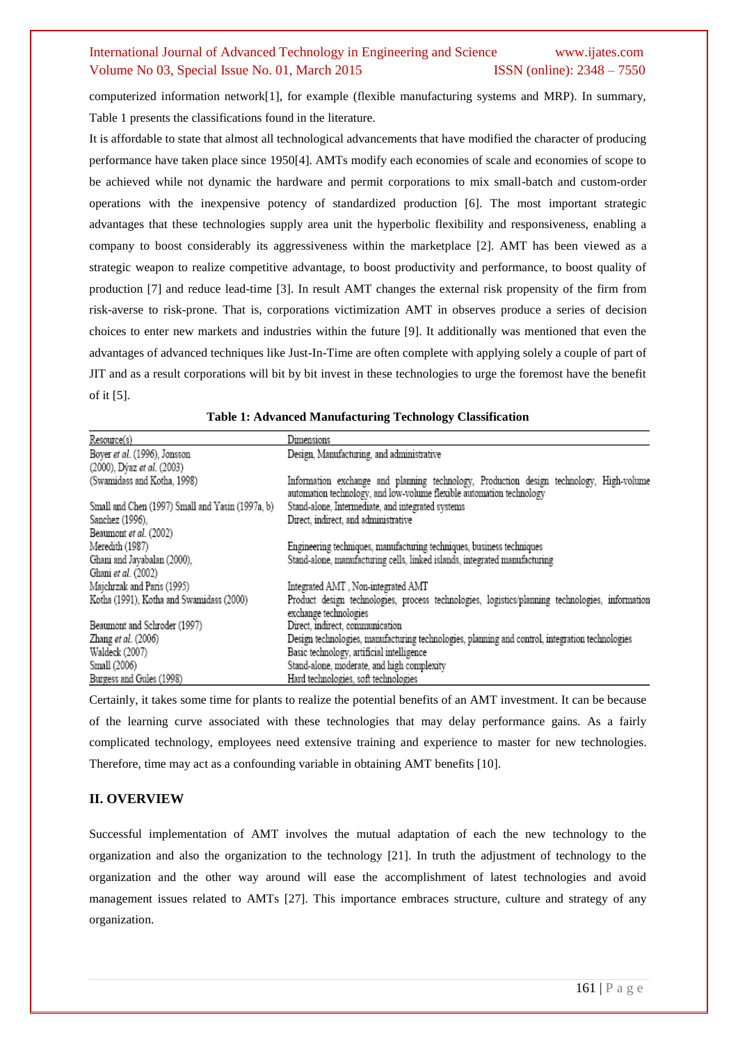computerized information network[1], for example (flexible manufacturing systems and MRP). In summary, Table 1 presents the classifications found in the literature.

It is affordable to state that almost all technological advancements that have modified the character of producing performance have taken place since 1950[4]. AMTs modify each economies of scale and economies of scope to be achieved while not dynamic the hardware and permit corporations to mix small-batch and custom-order operations with the inexpensive potency of standardized production [6]. The most important strategic advantages that these technologies supply area unit the hyperbolic flexibility and responsiveness, enabling a company to boost considerably its aggressiveness within the marketplace [2]. AMT has been viewed as a strategic weapon to realize competitive advantage, to boost productivity and performance, to boost quality of production [7] and reduce lead-time [3]. In result AMT changes the external risk propensity of the firm from risk-averse to risk-prone. That is, corporations victimization AMT in observes produce a series of decision choices to enter new markets and industries within the future [9]. It additionally was mentioned that even the advantages of advanced techniques like Just-In-Time are often complete with applying solely a couple of part of JIT and as a result corporations will bit by bit invest in these technologies to urge the foremost have the benefit of it [5].

**Table 1: Advanced Manufacturing Technology Classification**

| Resource(s) | Dimensions |
|---|---|
| Boyer *et al.* (1996), Jonsson (2000), Dýaz *et al.* (2003) | Design, Manufacturing, and administrative |
| (Swamidass and Kotha, 1998) | Information exchange and planning technology, Production design technology, High-volume automation technology, and low-volume flexible automation technology |
| Small and Chen (1997) Small and Yasin (1997a, b) | Stand-alone, Intermediate, and integrated systems |
| Sanchez (1996), Beaumont *et al.* (2002) | Direct, indirect, and administrative |
| Meredith (1987) | Engineering techniques, manufacturing techniques, business techniques |
| Ghani and Jayabalan (2000), Ghani *et al.* (2002) | Stand-alone, manufacturing cells, linked islands, integrated manufacturing |
| Majchrzak and Paris (1995) | Integrated AMT , Non-integrated AMT |
| Kotha (1991), Kotha and Swamidass (2000) | Product design technologies, process technologies, logistics/planning technologies, information exchange technologies |
| Beaumont and Schroder (1997) | Direct, indirect, communication |
| Zhang *et al.* (2006) | Design technologies, manufacturing technologies, planning and control, integration technologies |
| Waldeck (2007) | Basic technology, artificial intelligence |
| Small (2006) | Stand-alone, moderate, and high complexity |
| Burgess and Gules (1998) | Hard technologies, soft technologies |

Certainly, it takes some time for plants to realize the potential benefits of an AMT investment. It can be because of the learning curve associated with these technologies that may delay performance gains. As a fairly complicated technology, employees need extensive training and experience to master for new technologies. Therefore, time may act as a confounding variable in obtaining AMT benefits [10].

## II. OVERVIEW

Successful implementation of AMT involves the mutual adaptation of each the new technology to the organization and also the organization to the technology [21]. In truth the adjustment of technology to the organization and the other way around will ease the accomplishment of latest technologies and avoid management issues related to AMTs [27]. This importance embraces structure, culture and strategy of any organization.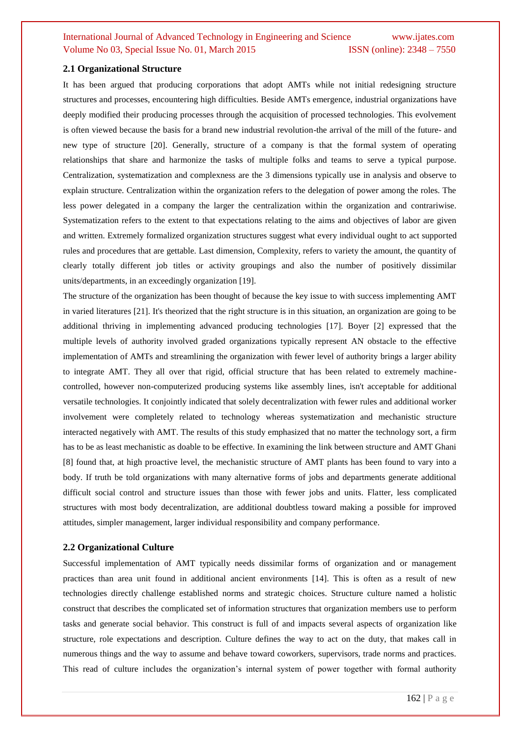### 2.1 Organizational Structure

It has been argued that producing corporations that adopt AMTs while not initial redesigning structure structures and processes, encountering high difficulties. Beside AMTs emergence, industrial organizations have deeply modified their producing processes through the acquisition of processed technologies. This evolvement is often viewed because the basis for a brand new industrial revolution-the arrival of the mill of the future- and new type of structure [20]. Generally, structure of a company is that the formal system of operating relationships that share and harmonize the tasks of multiple folks and teams to serve a typical purpose. Centralization, systematization and complexness are the 3 dimensions typically use in analysis and observe to explain structure. Centralization within the organization refers to the delegation of power among the roles. The less power delegated in a company the larger the centralization within the organization and contrariwise. Systematization refers to the extent to that expectations relating to the aims and objectives of labor are given and written. Extremely formalized organization structures suggest what every individual ought to act supported rules and procedures that are gettable. Last dimension, Complexity, refers to variety the amount, the quantity of clearly totally different job titles or activity groupings and also the number of positively dissimilar units/departments, in an exceedingly organization [19].

The structure of the organization has been thought of because the key issue to with success implementing AMT in varied literatures [21]. It's theorized that the right structure is in this situation, an organization are going to be additional thriving in implementing advanced producing technologies [17]. Boyer [2] expressed that the multiple levels of authority involved graded organizations typically represent AN obstacle to the effective implementation of AMTs and streamlining the organization with fewer level of authority brings a larger ability to integrate AMT. They all over that rigid, official structure that has been related to extremely machine-controlled, however non-computerized producing systems like assembly lines, isn't acceptable for additional versatile technologies. It conjointly indicated that solely decentralization with fewer rules and additional worker involvement were completely related to technology whereas systematization and mechanistic structure interacted negatively with AMT. The results of this study emphasized that no matter the technology sort, a firm has to be as least mechanistic as doable to be effective. In examining the link between structure and AMT Ghani [8] found that, at high proactive level, the mechanistic structure of AMT plants has been found to vary into a body. If truth be told organizations with many alternative forms of jobs and departments generate additional difficult social control and structure issues than those with fewer jobs and units. Flatter, less complicated structures with most body decentralization, are additional doubtless toward making a possible for improved attitudes, simpler management, larger individual responsibility and company performance.

### 2.2 Organizational Culture

Successful implementation of AMT typically needs dissimilar forms of organization and or management practices than area unit found in additional ancient environments [14]. This is often as a result of new technologies directly challenge established norms and strategic choices. Structure culture named a holistic construct that describes the complicated set of information structures that organization members use to perform tasks and generate social behavior. This construct is full of and impacts several aspects of organization like structure, role expectations and description. Culture defines the way to act on the duty, that makes call in numerous things and the way to assume and behave toward coworkers, supervisors, trade norms and practices. This read of culture includes the organization's internal system of power together with formal authority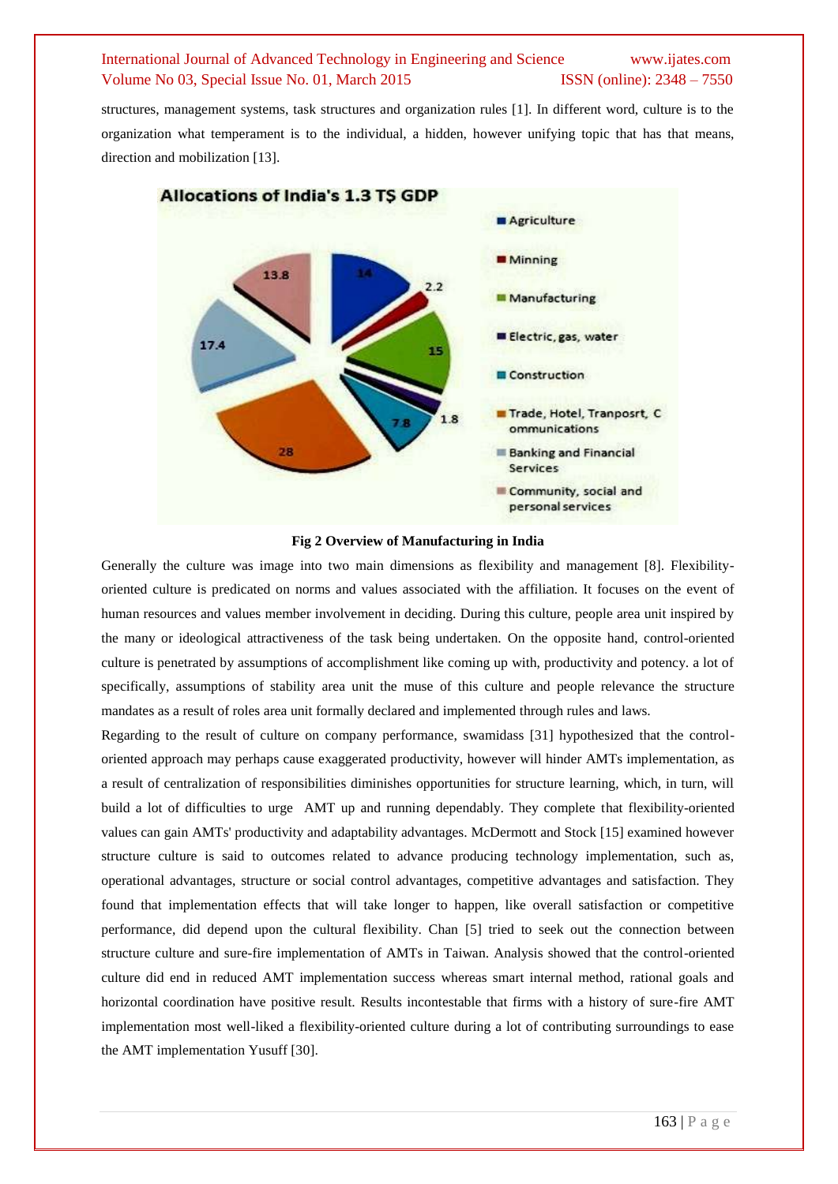structures, management systems, task structures and organization rules [1]. In different word, culture is to the organization what temperament is to the individual, a hidden, however unifying topic that has that means, direction and mobilization [13].

**Fig 2 Overview of Manufacturing in India**

Generally the culture was image into two main dimensions as flexibility and management [8]. Flexibility-oriented culture is predicated on norms and values associated with the affiliation. It focuses on the event of human resources and values member involvement in deciding. During this culture, people area unit inspired by the many or ideological attractiveness of the task being undertaken. On the opposite hand, control-oriented culture is penetrated by assumptions of accomplishment like coming up with, productivity and potency. a lot of specifically, assumptions of stability area unit the muse of this culture and people relevance the structure mandates as a result of roles area unit formally declared and implemented through rules and laws.

Regarding to the result of culture on company performance, swamidass [31] hypothesized that the control-oriented approach may perhaps cause exaggerated productivity, however will hinder AMTs implementation, as a result of centralization of responsibilities diminishes opportunities for structure learning, which, in turn, will build a lot of difficulties to urge AMT up and running dependably. They complete that flexibility-oriented values can gain AMTs' productivity and adaptability advantages. McDermott and Stock [15] examined however structure culture is said to outcomes related to advance producing technology implementation, such as, operational advantages, structure or social control advantages, competitive advantages and satisfaction. They found that implementation effects that will take longer to happen, like overall satisfaction or competitive performance, did depend upon the cultural flexibility. Chan [5] tried to seek out the connection between structure culture and sure-fire implementation of AMTs in Taiwan. Analysis showed that the control-oriented culture did end in reduced AMT implementation success whereas smart internal method, rational goals and horizontal coordination have positive result. Results incontestable that firms with a history of sure-fire AMT implementation most well-liked a flexibility-oriented culture during a lot of contributing surroundings to ease the AMT implementation Yusuff [30].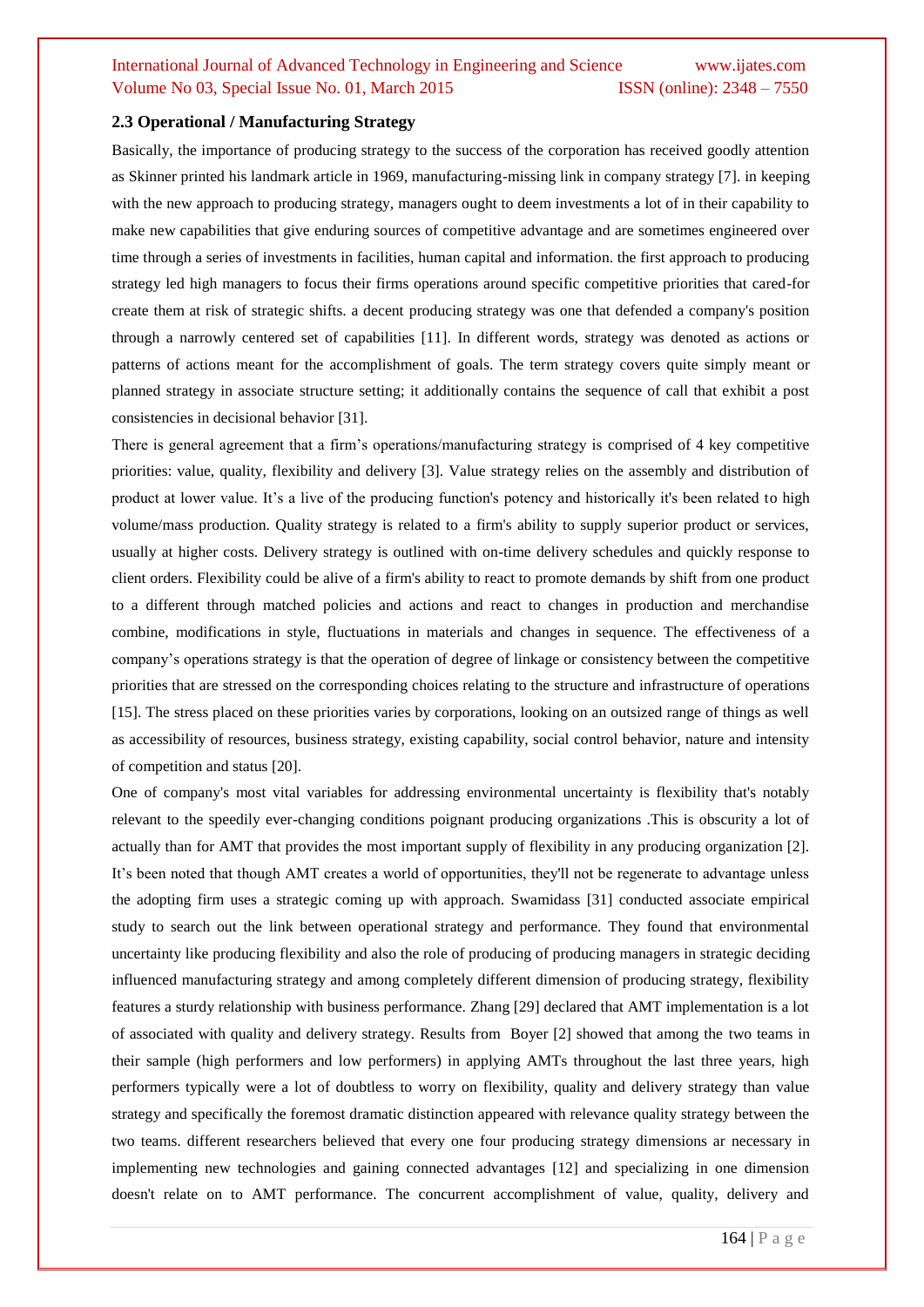### 2.3 Operational / Manufacturing Strategy

Basically, the importance of producing strategy to the success of the corporation has received goodly attention as Skinner printed his landmark article in 1969, manufacturing-missing link in company strategy [7]. in keeping with the new approach to producing strategy, managers ought to deem investments a lot of in their capability to make new capabilities that give enduring sources of competitive advantage and are sometimes engineered over time through a series of investments in facilities, human capital and information. the first approach to producing strategy led high managers to focus their firms operations around specific competitive priorities that cared-for create them at risk of strategic shifts. a decent producing strategy was one that defended a company's position through a narrowly centered set of capabilities [11]. In different words, strategy was denoted as actions or patterns of actions meant for the accomplishment of goals. The term strategy covers quite simply meant or planned strategy in associate structure setting; it additionally contains the sequence of call that exhibit a post consistencies in decisional behavior [31].

There is general agreement that a firm's operations/manufacturing strategy is comprised of 4 key competitive priorities: value, quality, flexibility and delivery [3]. Value strategy relies on the assembly and distribution of product at lower value. It's a live of the producing function's potency and historically it's been related to high volume/mass production. Quality strategy is related to a firm's ability to supply superior product or services, usually at higher costs. Delivery strategy is outlined with on-time delivery schedules and quickly response to client orders. Flexibility could be alive of a firm's ability to react to promote demands by shift from one product to a different through matched policies and actions and react to changes in production and merchandise combine, modifications in style, fluctuations in materials and changes in sequence. The effectiveness of a company's operations strategy is that the operation of degree of linkage or consistency between the competitive priorities that are stressed on the corresponding choices relating to the structure and infrastructure of operations [15]. The stress placed on these priorities varies by corporations, looking on an outsized range of things as well as accessibility of resources, business strategy, existing capability, social control behavior, nature and intensity of competition and status [20].

One of company's most vital variables for addressing environmental uncertainty is flexibility that's notably relevant to the speedily ever-changing conditions poignant producing organizations .This is obscurity a lot of actually than for AMT that provides the most important supply of flexibility in any producing organization [2]. It's been noted that though AMT creates a world of opportunities, they'll not be regenerate to advantage unless the adopting firm uses a strategic coming up with approach. Swamidass [31] conducted associate empirical study to search out the link between operational strategy and performance. They found that environmental uncertainty like producing flexibility and also the role of producing of producing managers in strategic deciding influenced manufacturing strategy and among completely different dimension of producing strategy, flexibility features a sturdy relationship with business performance. Zhang [29] declared that AMT implementation is a lot of associated with quality and delivery strategy. Results from Boyer [2] showed that among the two teams in their sample (high performers and low performers) in applying AMTs throughout the last three years, high performers typically were a lot of doubtless to worry on flexibility, quality and delivery strategy than value strategy and specifically the foremost dramatic distinction appeared with relevance quality strategy between the two teams. different researchers believed that every one four producing strategy dimensions ar necessary in implementing new technologies and gaining connected advantages [12] and specializing in one dimension doesn't relate on to AMT performance. The concurrent accomplishment of value, quality, delivery and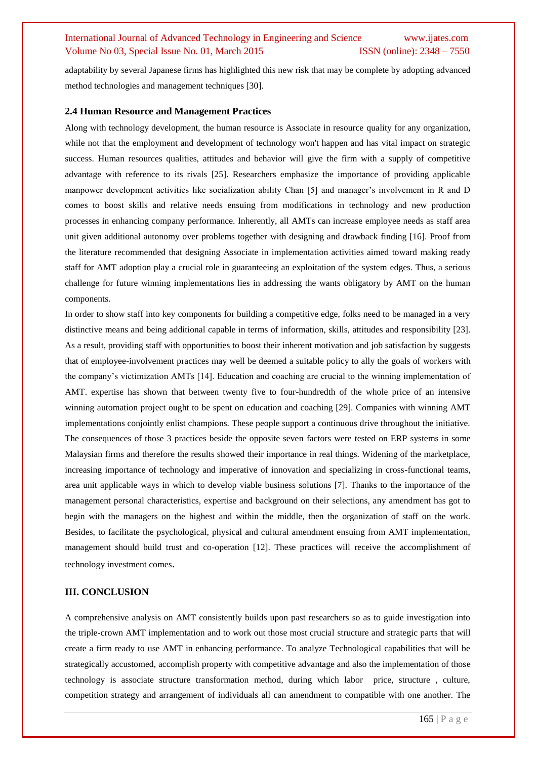adaptability by several Japanese firms has highlighted this new risk that may be complete by adopting advanced method technologies and management techniques [30].

### 2.4 Human Resource and Management Practices

Along with technology development, the human resource is Associate in resource quality for any organization, while not that the employment and development of technology won't happen and has vital impact on strategic success. Human resources qualities, attitudes and behavior will give the firm with a supply of competitive advantage with reference to its rivals [25]. Researchers emphasize the importance of providing applicable manpower development activities like socialization ability Chan [5] and manager's involvement in R and D comes to boost skills and relative needs ensuing from modifications in technology and new production processes in enhancing company performance. Inherently, all AMTs can increase employee needs as staff area unit given additional autonomy over problems together with designing and drawback finding [16]. Proof from the literature recommended that designing Associate in implementation activities aimed toward making ready staff for AMT adoption play a crucial role in guaranteeing an exploitation of the system edges. Thus, a serious challenge for future winning implementations lies in addressing the wants obligatory by AMT on the human components.

In order to show staff into key components for building a competitive edge, folks need to be managed in a very distinctive means and being additional capable in terms of information, skills, attitudes and responsibility [23]. As a result, providing staff with opportunities to boost their inherent motivation and job satisfaction by suggests that of employee-involvement practices may well be deemed a suitable policy to ally the goals of workers with the company's victimization AMTs [14]. Education and coaching are crucial to the winning implementation of AMT. expertise has shown that between twenty five to four-hundredth of the whole price of an intensive winning automation project ought to be spent on education and coaching [29]. Companies with winning AMT implementations conjointly enlist champions. These people support a continuous drive throughout the initiative. The consequences of those 3 practices beside the opposite seven factors were tested on ERP systems in some Malaysian firms and therefore the results showed their importance in real things. Widening of the marketplace, increasing importance of technology and imperative of innovation and specializing in cross-functional teams, area unit applicable ways in which to develop viable business solutions [7]. Thanks to the importance of the management personal characteristics, expertise and background on their selections, any amendment has got to begin with the managers on the highest and within the middle, then the organization of staff on the work. Besides, to facilitate the psychological, physical and cultural amendment ensuing from AMT implementation, management should build trust and co-operation [12]. These practices will receive the accomplishment of technology investment comes.

## III. CONCLUSION

A comprehensive analysis on AMT consistently builds upon past researchers so as to guide investigation into the triple-crown AMT implementation and to work out those most crucial structure and strategic parts that will create a firm ready to use AMT in enhancing performance. To analyze Technological capabilities that will be strategically accustomed, accomplish property with competitive advantage and also the implementation of those technology is associate structure transformation method, during which labor price, structure , culture, competition strategy and arrangement of individuals all can amendment to compatible with one another. The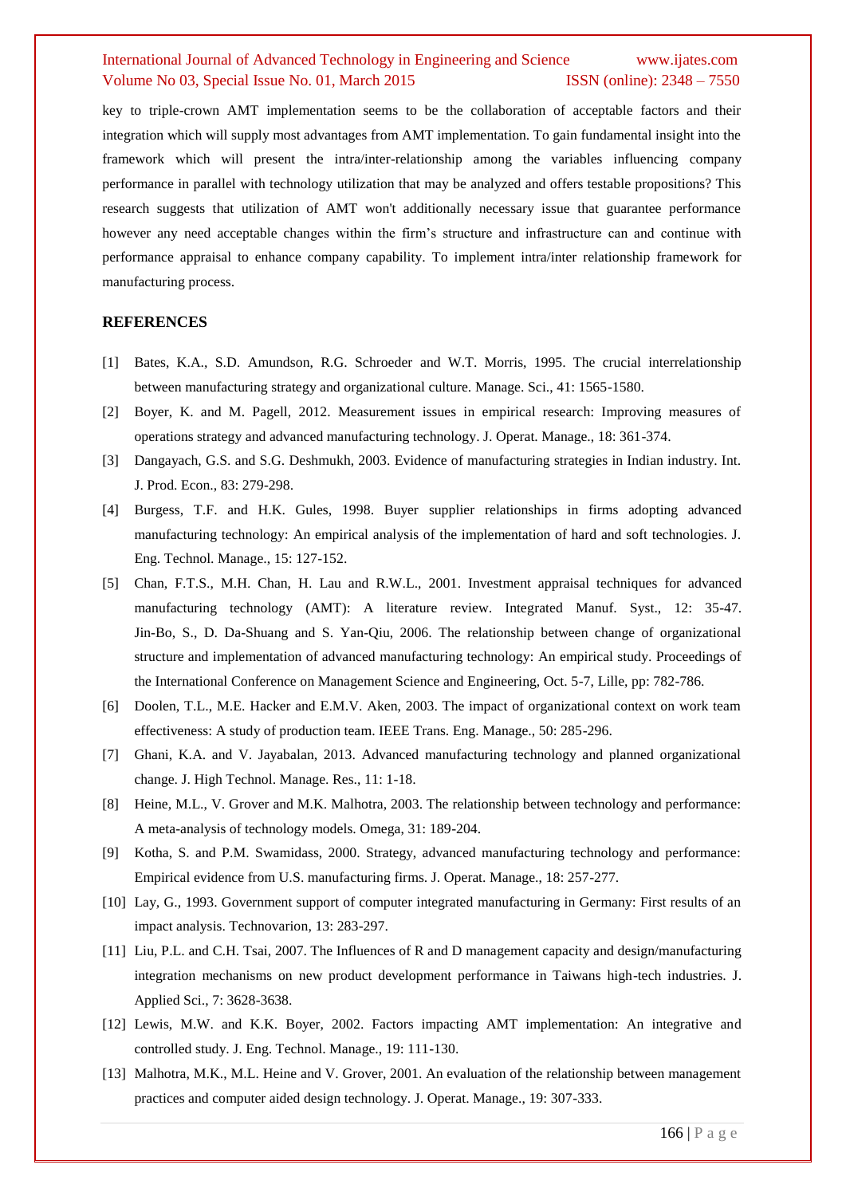key to triple-crown AMT implementation seems to be the collaboration of acceptable factors and their integration which will supply most advantages from AMT implementation. To gain fundamental insight into the framework which will present the intra/inter-relationship among the variables influencing company performance in parallel with technology utilization that may be analyzed and offers testable propositions? This research suggests that utilization of AMT won't additionally necessary issue that guarantee performance however any need acceptable changes within the firm's structure and infrastructure can and continue with performance appraisal to enhance company capability. To implement intra/inter relationship framework for manufacturing process.

## REFERENCES

[1] Bates, K.A., S.D. Amundson, R.G. Schroeder and W.T. Morris, 1995. The crucial interrelationship between manufacturing strategy and organizational culture. Manage. Sci., 41: 1565-1580.

[2] Boyer, K. and M. Pagell, 2012. Measurement issues in empirical research: Improving measures of operations strategy and advanced manufacturing technology. J. Operat. Manage., 18: 361-374.

[3] Dangayach, G.S. and S.G. Deshmukh, 2003. Evidence of manufacturing strategies in Indian industry. Int. J. Prod. Econ., 83: 279-298.

[4] Burgess, T.F. and H.K. Gules, 1998. Buyer supplier relationships in firms adopting advanced manufacturing technology: An empirical analysis of the implementation of hard and soft technologies. J. Eng. Technol. Manage., 15: 127-152.

[5] Chan, F.T.S., M.H. Chan, H. Lau and R.W.L., 2001. Investment appraisal techniques for advanced manufacturing technology (AMT): A literature review. Integrated Manuf. Syst., 12: 35-47. Jin-Bo, S., D. Da-Shuang and S. Yan-Qiu, 2006. The relationship between change of organizational structure and implementation of advanced manufacturing technology: An empirical study. Proceedings of the International Conference on Management Science and Engineering, Oct. 5-7, Lille, pp: 782-786.

[6] Doolen, T.L., M.E. Hacker and E.M.V. Aken, 2003. The impact of organizational context on work team effectiveness: A study of production team. IEEE Trans. Eng. Manage., 50: 285-296.

[7] Ghani, K.A. and V. Jayabalan, 2013. Advanced manufacturing technology and planned organizational change. J. High Technol. Manage. Res., 11: 1-18.

[8] Heine, M.L., V. Grover and M.K. Malhotra, 2003. The relationship between technology and performance: A meta-analysis of technology models. Omega, 31: 189-204.

[9] Kotha, S. and P.M. Swamidass, 2000. Strategy, advanced manufacturing technology and performance: Empirical evidence from U.S. manufacturing firms. J. Operat. Manage., 18: 257-277.

[10] Lay, G., 1993. Government support of computer integrated manufacturing in Germany: First results of an impact analysis. Technovarion, 13: 283-297.

[11] Liu, P.L. and C.H. Tsai, 2007. The Influences of R and D management capacity and design/manufacturing integration mechanisms on new product development performance in Taiwans high-tech industries. J. Applied Sci., 7: 3628-3638.

[12] Lewis, M.W. and K.K. Boyer, 2002. Factors impacting AMT implementation: An integrative and controlled study. J. Eng. Technol. Manage., 19: 111-130.

[13] Malhotra, M.K., M.L. Heine and V. Grover, 2001. An evaluation of the relationship between management practices and computer aided design technology. J. Operat. Manage., 19: 307-333.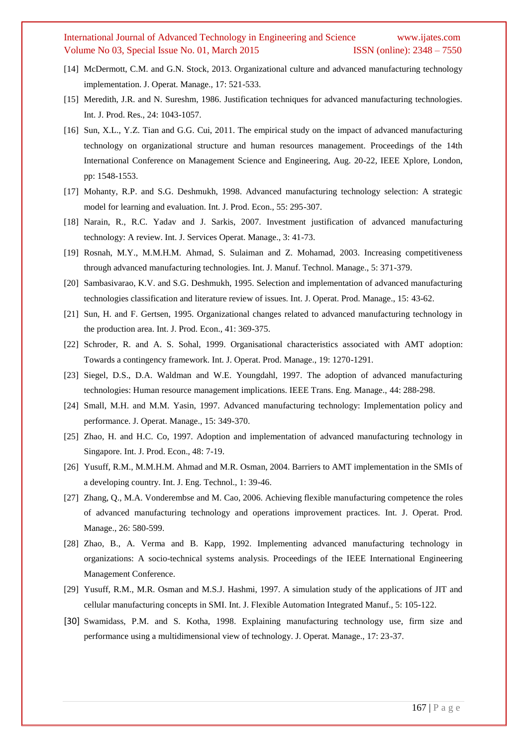[14] McDermott, C.M. and G.N. Stock, 2013. Organizational culture and advanced manufacturing technology implementation. J. Operat. Manage., 17: 521-533.

[15] Meredith, J.R. and N. Sureshm, 1986. Justification techniques for advanced manufacturing technologies. Int. J. Prod. Res., 24: 1043-1057.

[16] Sun, X.L., Y.Z. Tian and G.G. Cui, 2011. The empirical study on the impact of advanced manufacturing technology on organizational structure and human resources management. Proceedings of the 14th International Conference on Management Science and Engineering, Aug. 20-22, IEEE Xplore, London, pp: 1548-1553.

[17] Mohanty, R.P. and S.G. Deshmukh, 1998. Advanced manufacturing technology selection: A strategic model for learning and evaluation. Int. J. Prod. Econ., 55: 295-307.

[18] Narain, R., R.C. Yadav and J. Sarkis, 2007. Investment justification of advanced manufacturing technology: A review. Int. J. Services Operat. Manage., 3: 41-73.

[19] Rosnah, M.Y., M.M.H.M. Ahmad, S. Sulaiman and Z. Mohamad, 2003. Increasing competitiveness through advanced manufacturing technologies. Int. J. Manuf. Technol. Manage., 5: 371-379.

[20] Sambasivarao, K.V. and S.G. Deshmukh, 1995. Selection and implementation of advanced manufacturing technologies classification and literature review of issues. Int. J. Operat. Prod. Manage., 15: 43-62.

[21] Sun, H. and F. Gertsen, 1995. Organizational changes related to advanced manufacturing technology in the production area. Int. J. Prod. Econ., 41: 369-375.

[22] Schroder, R. and A. S. Sohal, 1999. Organisational characteristics associated with AMT adoption: Towards a contingency framework. Int. J. Operat. Prod. Manage., 19: 1270-1291.

[23] Siegel, D.S., D.A. Waldman and W.E. Youngdahl, 1997. The adoption of advanced manufacturing technologies: Human resource management implications. IEEE Trans. Eng. Manage., 44: 288-298.

[24] Small, M.H. and M.M. Yasin, 1997. Advanced manufacturing technology: Implementation policy and performance. J. Operat. Manage., 15: 349-370.

[25] Zhao, H. and H.C. Co, 1997. Adoption and implementation of advanced manufacturing technology in Singapore. Int. J. Prod. Econ., 48: 7-19.

[26] Yusuff, R.M., M.M.H.M. Ahmad and M.R. Osman, 2004. Barriers to AMT implementation in the SMIs of a developing country. Int. J. Eng. Technol., 1: 39-46.

[27] Zhang, Q., M.A. Vonderembse and M. Cao, 2006. Achieving flexible manufacturing competence the roles of advanced manufacturing technology and operations improvement practices. Int. J. Operat. Prod. Manage., 26: 580-599.

[28] Zhao, B., A. Verma and B. Kapp, 1992. Implementing advanced manufacturing technology in organizations: A socio-technical systems analysis. Proceedings of the IEEE International Engineering Management Conference.

[29] Yusuff, R.M., M.R. Osman and M.S.J. Hashmi, 1997. A simulation study of the applications of JIT and cellular manufacturing concepts in SMI. Int. J. Flexible Automation Integrated Manuf., 5: 105-122.

[30] Swamidass, P.M. and S. Kotha, 1998. Explaining manufacturing technology use, firm size and performance using a multidimensional view of technology. J. Operat. Manage., 17: 23-37.